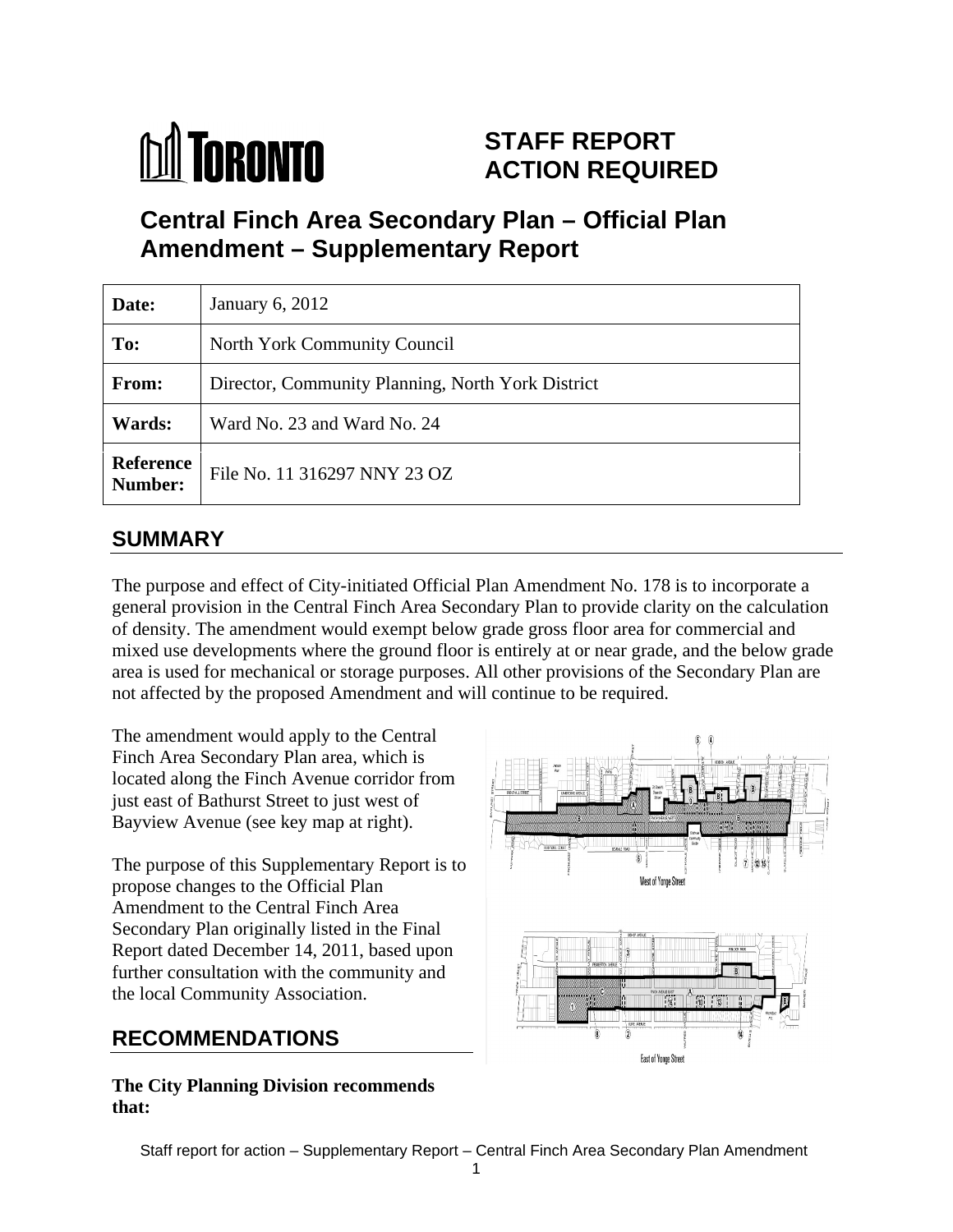**TORONTO**

# STAFF REPORT ACTION REQUIRED

## Central Finch Area Secondary Plan – Official Plan Amendment – Supplementary Report

| | |
|---|---|
| **Date:** | January 6, 2012 |
| **To:** | North York Community Council |
| **From:** | Director, Community Planning, North York District |
| **Wards:** | Ward No. 23 and Ward No. 24 |
| **Reference Number:** | File No. 11 316297 NNY 23 OZ |

## SUMMARY

The purpose and effect of City-initiated Official Plan Amendment No. 178 is to incorporate a general provision in the Central Finch Area Secondary Plan to provide clarity on the calculation of density. The amendment would exempt below grade gross floor area for commercial and mixed use developments where the ground floor is entirely at or near grade, and the below grade area is used for mechanical or storage purposes. All other provisions of the Secondary Plan are not affected by the proposed Amendment and will continue to be required.

The amendment would apply to the Central Finch Area Secondary Plan area, which is located along the Finch Avenue corridor from just east of Bathurst Street to just west of Bayview Avenue (see key map at right).

West of Yonge Street

East of Yonge Street

The purpose of this Supplementary Report is to propose changes to the Official Plan Amendment to the Central Finch Area Secondary Plan originally listed in the Final Report dated December 14, 2011, based upon further consultation with the community and the local Community Association.

## RECOMMENDATIONS

**The City Planning Division recommends that:**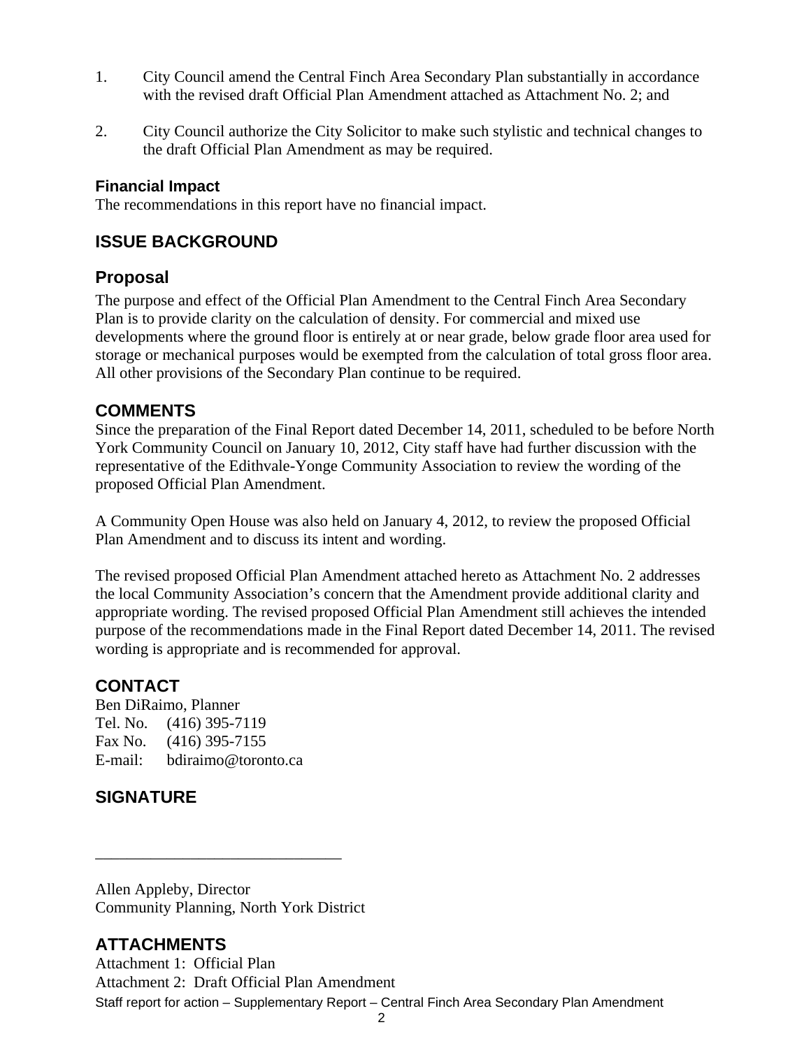1. City Council amend the Central Finch Area Secondary Plan substantially in accordance with the revised draft Official Plan Amendment attached as Attachment No. 2; and

2. City Council authorize the City Solicitor to make such stylistic and technical changes to the draft Official Plan Amendment as may be required.

### Financial Impact

The recommendations in this report have no financial impact.

## ISSUE BACKGROUND

## Proposal

The purpose and effect of the Official Plan Amendment to the Central Finch Area Secondary Plan is to provide clarity on the calculation of density. For commercial and mixed use developments where the ground floor is entirely at or near grade, below grade floor area used for storage or mechanical purposes would be exempted from the calculation of total gross floor area. All other provisions of the Secondary Plan continue to be required.

## COMMENTS

Since the preparation of the Final Report dated December 14, 2011, scheduled to be before North York Community Council on January 10, 2012, City staff have had further discussion with the representative of the Edithvale-Yonge Community Association to review the wording of the proposed Official Plan Amendment.

A Community Open House was also held on January 4, 2012, to review the proposed Official Plan Amendment and to discuss its intent and wording.

The revised proposed Official Plan Amendment attached hereto as Attachment No. 2 addresses the local Community Association's concern that the Amendment provide additional clarity and appropriate wording. The revised proposed Official Plan Amendment still achieves the intended purpose of the recommendations made in the Final Report dated December 14, 2011. The revised wording is appropriate and is recommended for approval.

## CONTACT

Ben DiRaimo, Planner
Tel. No. (416) 395-7119
Fax No. (416) 395-7155
E-mail: bdiraimo@toronto.ca

## SIGNATURE

_______________________________

Allen Appleby, Director
Community Planning, North York District

## ATTACHMENTS

Attachment 1: Official Plan
Attachment 2: Draft Official Plan Amendment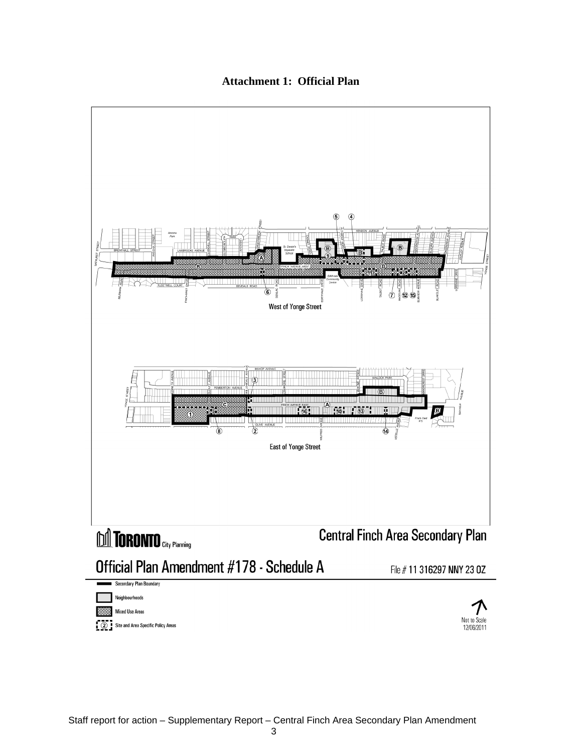# Attachment 1: Official Plan

Central Finch Area Secondary Plan

Official Plan Amendment #178 - Schedule A

File # 11 316297 NNY 23 OZ

West of Yonge Street

East of Yonge Street

- Secondary Plan Boundary
- Neighbourhoods
- Mixed Use Areas
- Site and Area Specific Policy Areas

Not to Scale
12/06/2011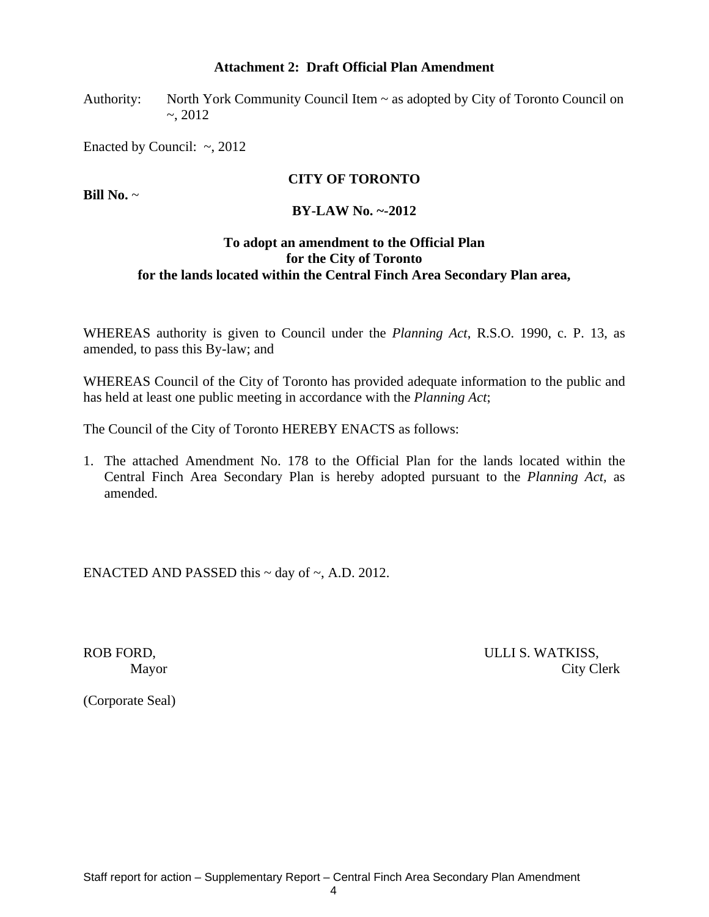**Attachment 2: Draft Official Plan Amendment**

Authority: North York Community Council Item ~ as adopted by City of Toronto Council on ~, 2012

Enacted by Council: ~, 2012

**CITY OF TORONTO**

**Bill No.** ~

**BY-LAW No. ~-2012**

**To adopt an amendment to the Official Plan for the City of Toronto for the lands located within the Central Finch Area Secondary Plan area,**

WHEREAS authority is given to Council under the *Planning Act*, R.S.O. 1990, c. P. 13, as amended, to pass this By-law; and

WHEREAS Council of the City of Toronto has provided adequate information to the public and has held at least one public meeting in accordance with the *Planning Act*;

The Council of the City of Toronto HEREBY ENACTS as follows:

1. The attached Amendment No. 178 to the Official Plan for the lands located within the Central Finch Area Secondary Plan is hereby adopted pursuant to the *Planning Act*, as amended.

ENACTED AND PASSED this ~ day of ~, A.D. 2012.

ROB FORD, Mayor

ULLI S. WATKISS, City Clerk

(Corporate Seal)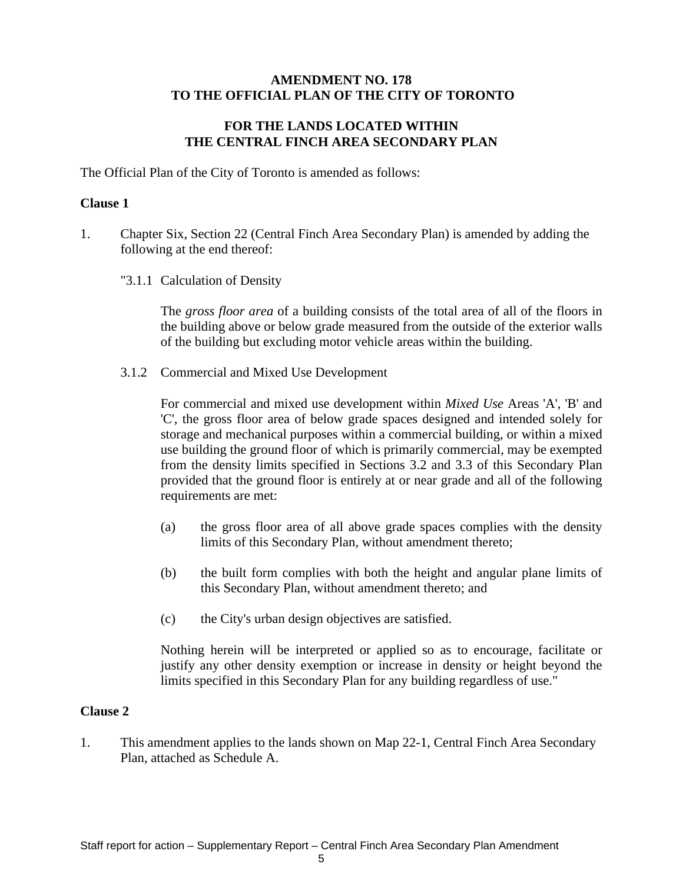**AMENDMENT NO. 178**
**TO THE OFFICIAL PLAN OF THE CITY OF TORONTO**

**FOR THE LANDS LOCATED WITHIN**
**THE CENTRAL FINCH AREA SECONDARY PLAN**

The Official Plan of the City of Toronto is amended as follows:

**Clause 1**

1. Chapter Six, Section 22 (Central Finch Area Secondary Plan) is amended by adding the following at the end thereof:

   "3.1.1 Calculation of Density

   The *gross floor area* of a building consists of the total area of all of the floors in the building above or below grade measured from the outside of the exterior walls of the building but excluding motor vehicle areas within the building.

   3.1.2 Commercial and Mixed Use Development

   For commercial and mixed use development within *Mixed Use* Areas 'A', 'B' and 'C', the gross floor area of below grade spaces designed and intended solely for storage and mechanical purposes within a commercial building, or within a mixed use building the ground floor of which is primarily commercial, may be exempted from the density limits specified in Sections 3.2 and 3.3 of this Secondary Plan provided that the ground floor is entirely at or near grade and all of the following requirements are met:

   (a) the gross floor area of all above grade spaces complies with the density limits of this Secondary Plan, without amendment thereto;

   (b) the built form complies with both the height and angular plane limits of this Secondary Plan, without amendment thereto; and

   (c) the City's urban design objectives are satisfied.

   Nothing herein will be interpreted or applied so as to encourage, facilitate or justify any other density exemption or increase in density or height beyond the limits specified in this Secondary Plan for any building regardless of use."

**Clause 2**

1. This amendment applies to the lands shown on Map 22-1, Central Finch Area Secondary Plan, attached as Schedule A.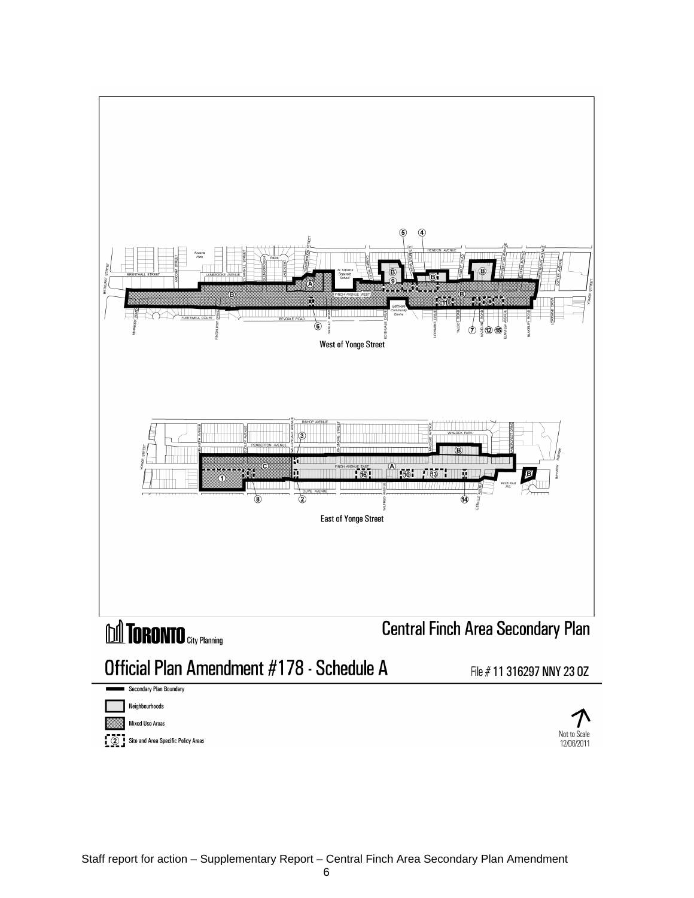West of Yonge Street

East of Yonge Street

TORONTO City Planning

# Central Finch Area Secondary Plan

## Official Plan Amendment #178 - Schedule A

File # 11 316297 NNY 23 OZ

Secondary Plan Boundary

Neighbourhoods

Mixed Use Areas

Site and Area Specific Policy Areas

Not to Scale
12/06/2011